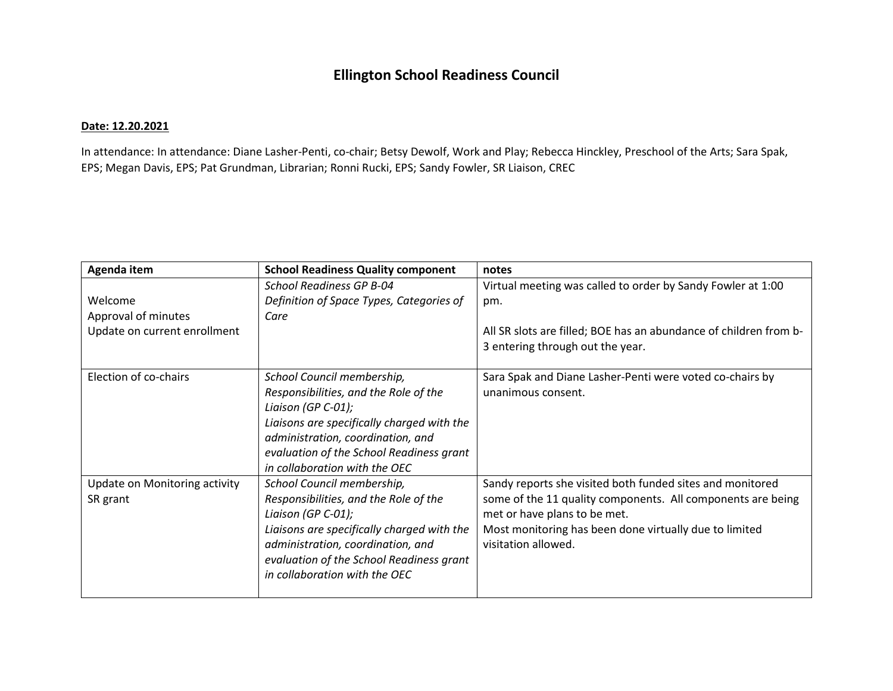# Ellington School Readiness Council

**Date: 12.20.2021**

In attendance: In attendance: Diane Lasher-Penti, co-chair; Betsy Dewolf, Work and Play; Rebecca Hinckley, Preschool of the Arts; Sara Spak, EPS; Megan Davis, EPS; Pat Grundman, Librarian; Ronni Rucki, EPS; Sandy Fowler, SR Liaison, CREC

| Agenda item | School Readiness Quality component | notes |
| --- | --- | --- |
| Welcome<br>Approval of minutes<br>Update on current enrollment | *School Readiness GP B-04*<br>*Definition of Space Types, Categories of Care* | Virtual meeting was called to order by Sandy Fowler at 1:00 pm.<br><br>All SR slots are filled; BOE has an abundance of children from b-3 entering through out the year. |
| Election of co-chairs | *School Council membership, Responsibilities, and the Role of the Liaison (GP C-01);*<br>*Liaisons are specifically charged with the administration, coordination, and evaluation of the School Readiness grant in collaboration with the OEC* | Sara Spak and Diane Lasher-Penti were voted co-chairs by unanimous consent. |
| Update on Monitoring activity<br>SR grant | *School Council membership, Responsibilities, and the Role of the Liaison (GP C-01);*<br>*Liaisons are specifically charged with the administration, coordination, and evaluation of the School Readiness grant in collaboration with the OEC* | Sandy reports she visited both funded sites and monitored some of the 11 quality components. All components are being met or have plans to be met.<br>Most monitoring has been done virtually due to limited visitation allowed. |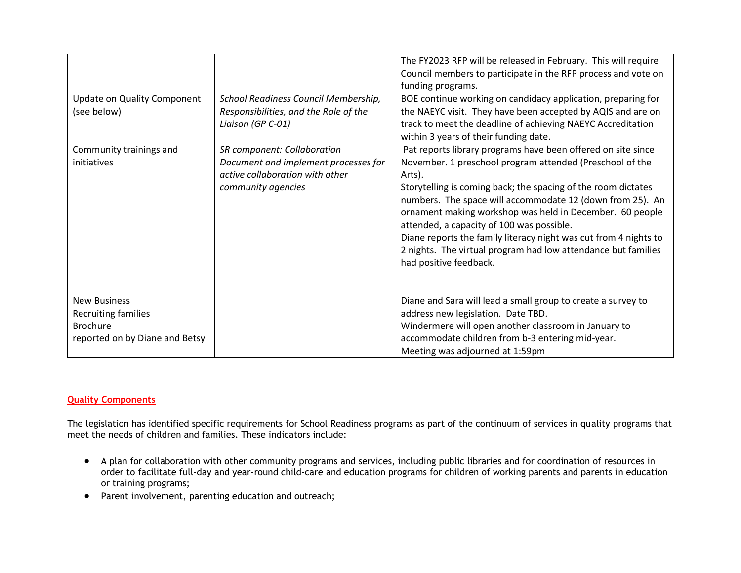| | | |
|---|---|---|
| | | The FY2023 RFP will be released in February. This will require Council members to participate in the RFP process and vote on funding programs. |
| Update on Quality Component (see below) | *School Readiness Council Membership, Responsibilities, and the Role of the Liaison (GP C-01)* | BOE continue working on candidacy application, preparing for the NAEYC visit. They have been accepted by AQIS and are on track to meet the deadline of achieving NAEYC Accreditation within 3 years of their funding date. |
| Community trainings and initiatives | *SR component: Collaboration Document and implement processes for active collaboration with other community agencies* | Pat reports library programs have been offered on site since November. 1 preschool program attended (Preschool of the Arts).<br>Storytelling is coming back; the spacing of the room dictates numbers. The space will accommodate 12 (down from 25). An ornament making workshop was held in December. 60 people attended, a capacity of 100 was possible.<br>Diane reports the family literacy night was cut from 4 nights to 2 nights. The virtual program had low attendance but families had positive feedback. |
| New Business<br>Recruiting families<br>Brochure<br>reported on by Diane and Betsy | | Diane and Sara will lead a small group to create a survey to address new legislation. Date TBD.<br>Windermere will open another classroom in January to accommodate children from b-3 entering mid-year.<br>Meeting was adjourned at 1:59pm |

## Quality Components

The legislation has identified specific requirements for School Readiness programs as part of the continuum of services in quality programs that meet the needs of children and families. These indicators include:

- A plan for collaboration with other community programs and services, including public libraries and for coordination of resources in order to facilitate full-day and year-round child-care and education programs for children of working parents and parents in education or training programs;
- Parent involvement, parenting education and outreach;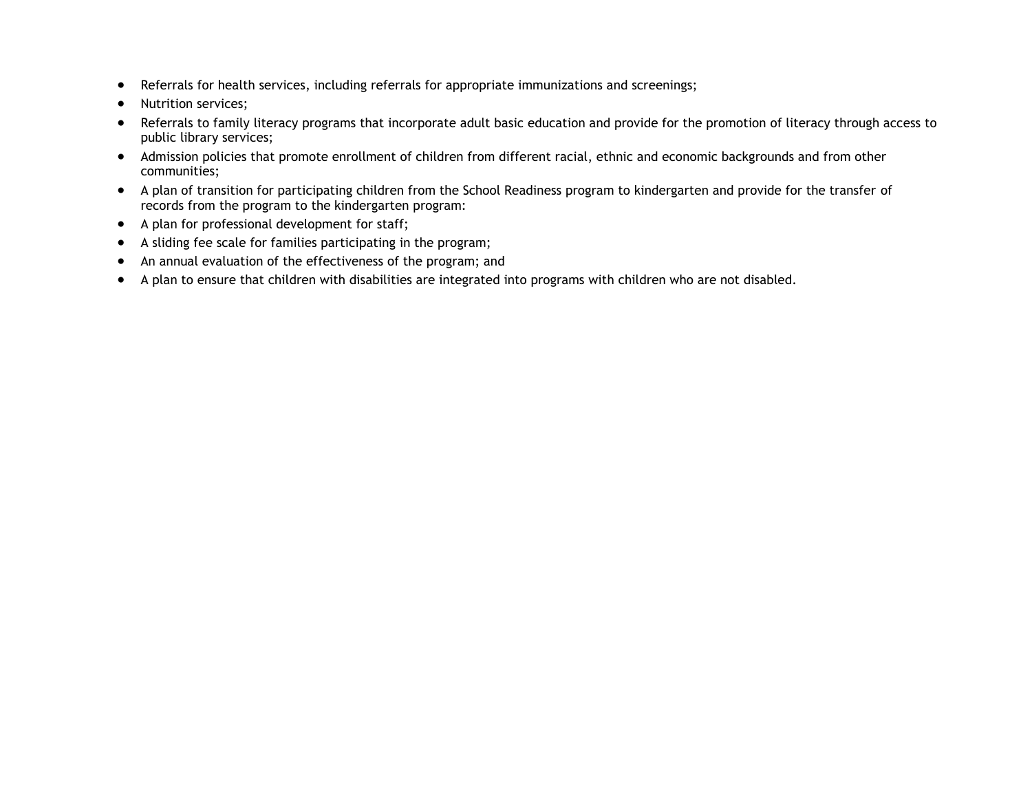- Referrals for health services, including referrals for appropriate immunizations and screenings;
- Nutrition services;
- Referrals to family literacy programs that incorporate adult basic education and provide for the promotion of literacy through access to public library services;
- Admission policies that promote enrollment of children from different racial, ethnic and economic backgrounds and from other communities;
- A plan of transition for participating children from the School Readiness program to kindergarten and provide for the transfer of records from the program to the kindergarten program:
- A plan for professional development for staff;
- A sliding fee scale for families participating in the program;
- An annual evaluation of the effectiveness of the program; and
- A plan to ensure that children with disabilities are integrated into programs with children who are not disabled.